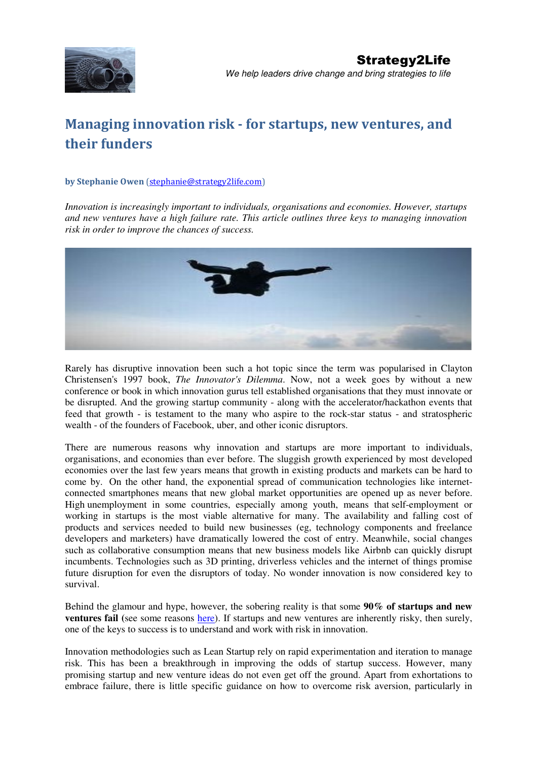**Strategy2Life**

*We help leaders drive change and bring strategies to life*

# Managing innovation risk - for startups, new ventures, and their funders

**by Stephanie Owen** (stephanie@strategy2life.com)

*Innovation is increasingly important to individuals, organisations and economies. However, startups and new ventures have a high failure rate. This article outlines three keys to managing innovation risk in order to improve the chances of success.*

Rarely has disruptive innovation been such a hot topic since the term was popularised in Clayton Christensen's 1997 book, *The Innovator's Dilemma*. Now, not a week goes by without a new conference or book in which innovation gurus tell established organisations that they must innovate or be disrupted. And the growing startup community - along with the accelerator/hackathon events that feed that growth - is testament to the many who aspire to the rock-star status - and stratospheric wealth - of the founders of Facebook, uber, and other iconic disruptors.

There are numerous reasons why innovation and startups are more important to individuals, organisations, and economies than ever before. The sluggish growth experienced by most developed economies over the last few years means that growth in existing products and markets can be hard to come by. On the other hand, the exponential spread of communication technologies like internet-connected smartphones means that new global market opportunities are opened up as never before. High unemployment in some countries, especially among youth, means that self-employment or working in startups is the most viable alternative for many. The availability and falling cost of products and services needed to build new businesses (eg, technology components and freelance developers and marketers) have dramatically lowered the cost of entry. Meanwhile, social changes such as collaborative consumption means that new business models like Airbnb can quickly disrupt incumbents. Technologies such as 3D printing, driverless vehicles and the internet of things promise future disruption for even the disruptors of today. No wonder innovation is now considered key to survival.

Behind the glamour and hype, however, the sobering reality is that some **90% of startups and new ventures fail** (see some reasons here). If startups and new ventures are inherently risky, then surely, one of the keys to success is to understand and work with risk in innovation.

Innovation methodologies such as Lean Startup rely on rapid experimentation and iteration to manage risk. This has been a breakthrough in improving the odds of startup success. However, many promising startup and new venture ideas do not even get off the ground. Apart from exhortations to embrace failure, there is little specific guidance on how to overcome risk aversion, particularly in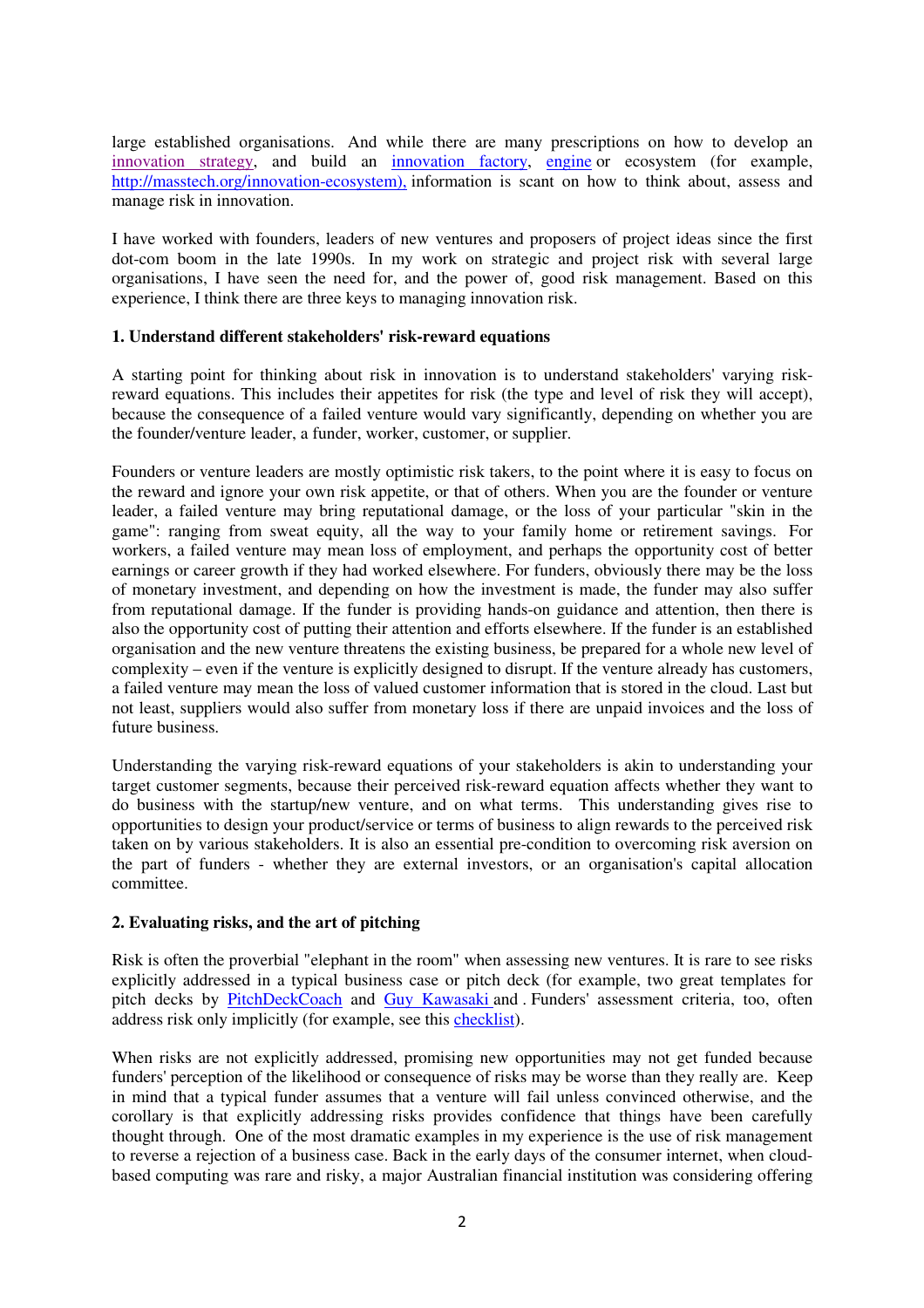large established organisations. And while there are many prescriptions on how to develop an innovation strategy, and build an innovation factory, engine or ecosystem (for example, http://masstech.org/innovation-ecosystem), information is scant on how to think about, assess and manage risk in innovation.

I have worked with founders, leaders of new ventures and proposers of project ideas since the first dot-com boom in the late 1990s. In my work on strategic and project risk with several large organisations, I have seen the need for, and the power of, good risk management. Based on this experience, I think there are three keys to managing innovation risk.

**1. Understand different stakeholders' risk-reward equations**

A starting point for thinking about risk in innovation is to understand stakeholders' varying risk-reward equations. This includes their appetites for risk (the type and level of risk they will accept), because the consequence of a failed venture would vary significantly, depending on whether you are the founder/venture leader, a funder, worker, customer, or supplier.

Founders or venture leaders are mostly optimistic risk takers, to the point where it is easy to focus on the reward and ignore your own risk appetite, or that of others. When you are the founder or venture leader, a failed venture may bring reputational damage, or the loss of your particular "skin in the game": ranging from sweat equity, all the way to your family home or retirement savings. For workers, a failed venture may mean loss of employment, and perhaps the opportunity cost of better earnings or career growth if they had worked elsewhere. For funders, obviously there may be the loss of monetary investment, and depending on how the investment is made, the funder may also suffer from reputational damage. If the funder is providing hands-on guidance and attention, then there is also the opportunity cost of putting their attention and efforts elsewhere. If the funder is an established organisation and the new venture threatens the existing business, be prepared for a whole new level of complexity – even if the venture is explicitly designed to disrupt. If the venture already has customers, a failed venture may mean the loss of valued customer information that is stored in the cloud. Last but not least, suppliers would also suffer from monetary loss if there are unpaid invoices and the loss of future business.

Understanding the varying risk-reward equations of your stakeholders is akin to understanding your target customer segments, because their perceived risk-reward equation affects whether they want to do business with the startup/new venture, and on what terms. This understanding gives rise to opportunities to design your product/service or terms of business to align rewards to the perceived risk taken on by various stakeholders. It is also an essential pre-condition to overcoming risk aversion on the part of funders - whether they are external investors, or an organisation's capital allocation committee.

**2. Evaluating risks, and the art of pitching**

Risk is often the proverbial "elephant in the room" when assessing new ventures. It is rare to see risks explicitly addressed in a typical business case or pitch deck (for example, two great templates for pitch decks by PitchDeckCoach and Guy Kawasaki and . Funders' assessment criteria, too, often address risk only implicitly (for example, see this checklist).

When risks are not explicitly addressed, promising new opportunities may not get funded because funders' perception of the likelihood or consequence of risks may be worse than they really are. Keep in mind that a typical funder assumes that a venture will fail unless convinced otherwise, and the corollary is that explicitly addressing risks provides confidence that things have been carefully thought through. One of the most dramatic examples in my experience is the use of risk management to reverse a rejection of a business case. Back in the early days of the consumer internet, when cloud-based computing was rare and risky, a major Australian financial institution was considering offering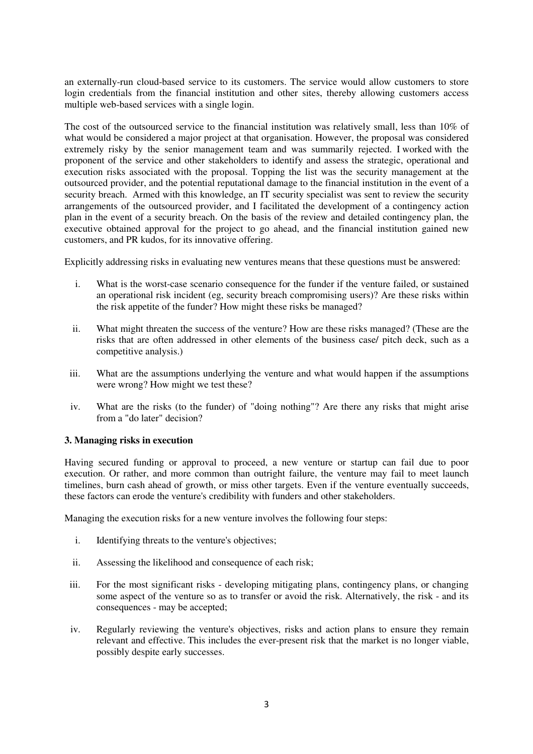an externally-run cloud-based service to its customers. The service would allow customers to store login credentials from the financial institution and other sites, thereby allowing customers access multiple web-based services with a single login.

The cost of the outsourced service to the financial institution was relatively small, less than 10% of what would be considered a major project at that organisation. However, the proposal was considered extremely risky by the senior management team and was summarily rejected. I worked with the proponent of the service and other stakeholders to identify and assess the strategic, operational and execution risks associated with the proposal. Topping the list was the security management at the outsourced provider, and the potential reputational damage to the financial institution in the event of a security breach. Armed with this knowledge, an IT security specialist was sent to review the security arrangements of the outsourced provider, and I facilitated the development of a contingency action plan in the event of a security breach. On the basis of the review and detailed contingency plan, the executive obtained approval for the project to go ahead, and the financial institution gained new customers, and PR kudos, for its innovative offering.

Explicitly addressing risks in evaluating new ventures means that these questions must be answered:

i. What is the worst-case scenario consequence for the funder if the venture failed, or sustained an operational risk incident (eg, security breach compromising users)? Are these risks within the risk appetite of the funder? How might these risks be managed?

ii. What might threaten the success of the venture? How are these risks managed? (These are the risks that are often addressed in other elements of the business case/ pitch deck, such as a competitive analysis.)

iii. What are the assumptions underlying the venture and what would happen if the assumptions were wrong? How might we test these?

iv. What are the risks (to the funder) of "doing nothing"? Are there any risks that might arise from a "do later" decision?

### 3. Managing risks in execution

Having secured funding or approval to proceed, a new venture or startup can fail due to poor execution. Or rather, and more common than outright failure, the venture may fail to meet launch timelines, burn cash ahead of growth, or miss other targets. Even if the venture eventually succeeds, these factors can erode the venture's credibility with funders and other stakeholders.

Managing the execution risks for a new venture involves the following four steps:

i. Identifying threats to the venture's objectives;

ii. Assessing the likelihood and consequence of each risk;

iii. For the most significant risks - developing mitigating plans, contingency plans, or changing some aspect of the venture so as to transfer or avoid the risk. Alternatively, the risk - and its consequences - may be accepted;

iv. Regularly reviewing the venture's objectives, risks and action plans to ensure they remain relevant and effective. This includes the ever-present risk that the market is no longer viable, possibly despite early successes.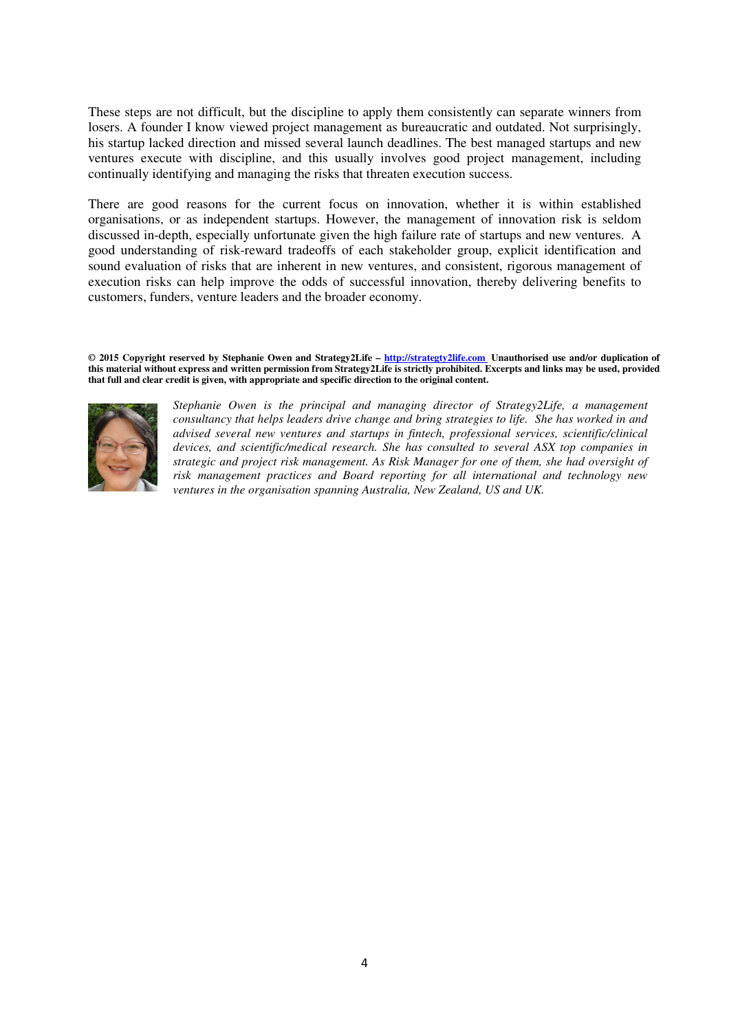These steps are not difficult, but the discipline to apply them consistently can separate winners from losers. A founder I know viewed project management as bureaucratic and outdated. Not surprisingly, his startup lacked direction and missed several launch deadlines. The best managed startups and new ventures execute with discipline, and this usually involves good project management, including continually identifying and managing the risks that threaten execution success.

There are good reasons for the current focus on innovation, whether it is within established organisations, or as independent startups. However, the management of innovation risk is seldom discussed in-depth, especially unfortunate given the high failure rate of startups and new ventures. A good understanding of risk-reward tradeoffs of each stakeholder group, explicit identification and sound evaluation of risks that are inherent in new ventures, and consistent, rigorous management of execution risks can help improve the odds of successful innovation, thereby delivering benefits to customers, funders, venture leaders and the broader economy.

**© 2015 Copyright reserved by Stephanie Owen and Strategy2Life – [http://strategty2life.com](http://strategty2life.com) Unauthorised use and/or duplication of this material without express and written permission from Strategy2Life is strictly prohibited. Excerpts and links may be used, provided that full and clear credit is given, with appropriate and specific direction to the original content.**

*Stephanie Owen is the principal and managing director of Strategy2Life, a management consultancy that helps leaders drive change and bring strategies to life. She has worked in and advised several new ventures and startups in fintech, professional services, scientific/clinical devices, and scientific/medical research. She has consulted to several ASX top companies in strategic and project risk management. As Risk Manager for one of them, she had oversight of risk management practices and Board reporting for all international and technology new ventures in the organisation spanning Australia, New Zealand, US and UK.*